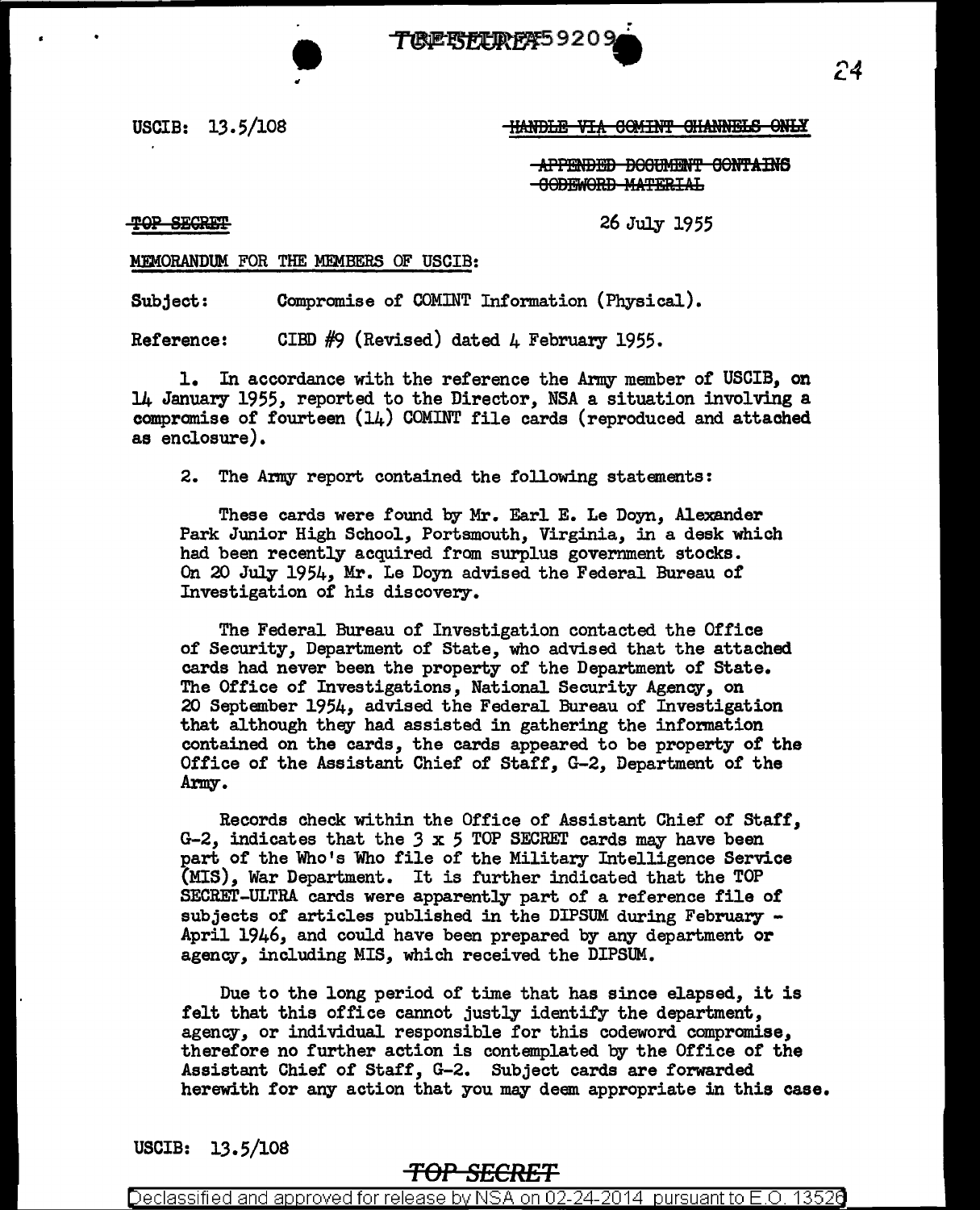USCIB: 13.5/108

~~HANDLE VIA COMINT CHANNELS ONLY~~

~~APPENDED DOCUMENT CONTAINS CODEWORD MATERIAL~~

~~TOP SECRET~~

26 July 1955

MEMORANDUM FOR THE MEMBERS OF USCIB:

Subject: Compromise of COMINT Information (Physical).

Reference: CIBD #9 (Revised) dated 4 February 1955.

1. In accordance with the reference the Army member of USCIB, on 14 January 1955, reported to the Director, NSA a situation involving a compromise of fourteen (14) COMINT file cards (reproduced and attached as enclosure).

2. The Army report contained the following statements:

These cards were found by Mr. Earl E. Le Doyn, Alexander Park Junior High School, Portsmouth, Virginia, in a desk which had been recently acquired from surplus government stocks. On 20 July 1954, Mr. Le Doyn advised the Federal Bureau of Investigation of his discovery.

The Federal Bureau of Investigation contacted the Office of Security, Department of State, who advised that the attached cards had never been the property of the Department of State. The Office of Investigations, National Security Agency, on 20 September 1954, advised the Federal Bureau of Investigation that although they had assisted in gathering the information contained on the cards, the cards appeared to be property of the Office of the Assistant Chief of Staff, G-2, Department of the Army.

Records check within the Office of Assistant Chief of Staff, G-2, indicates that the 3 x 5 TOP SECRET cards may have been part of the Who's Who file of the Military Intelligence Service (MIS), War Department. It is further indicated that the TOP SECRET-ULTRA cards were apparently part of a reference file of subjects of articles published in the DIPSUM during February - April 1946, and could have been prepared by any department or agency, including MIS, which received the DIPSUM.

Due to the long period of time that has since elapsed, it is felt that this office cannot justly identify the department, agency, or individual responsible for this codeword compromise, therefore no further action is contemplated by the Office of the Assistant Chief of Staff, G-2. Subject cards are forwarded herewith for any action that you may deem appropriate in this case.

USCIB: 13.5/108

~~TOP SECRET~~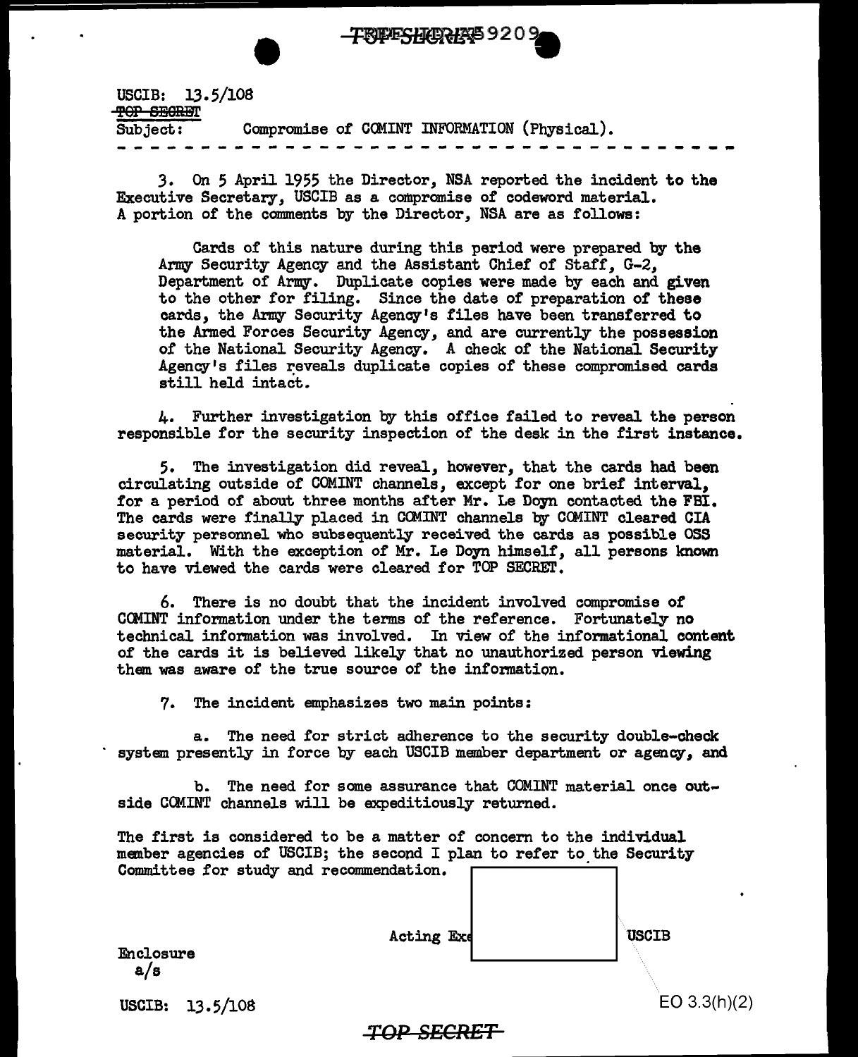USCIB: 13.5/108

~~TOP SECRET~~

Subject: Compromise of COMINT INFORMATION (Physical).

- - - - - - - - - - - - - - - - - - - - - - - - - - - - - - - - - - - - - -

3. On 5 April 1955 the Director, NSA reported the incident to the Executive Secretary, USCIB as a compromise of codeword material. A portion of the comments by the Director, NSA are as follows:

> Cards of this nature during this period were prepared by the Army Security Agency and the Assistant Chief of Staff, G-2, Department of Army. Duplicate copies were made by each and given to the other for filing. Since the date of preparation of these cards, the Army Security Agency's files have been transferred to the Armed Forces Security Agency, and are currently the possession of the National Security Agency. A check of the National Security Agency's files reveals duplicate copies of these compromised cards still held intact.

4. Further investigation by this office failed to reveal the person responsible for the security inspection of the desk in the first instance.

5. The investigation did reveal, however, that the cards had been circulating outside of COMINT channels, except for one brief interval, for a period of about three months after Mr. Le Doyn contacted the FBI. The cards were finally placed in COMINT channels by COMINT cleared CIA security personnel who subsequently received the cards as possible OSS material. With the exception of Mr. Le Doyn himself, all persons known to have viewed the cards were cleared for TOP SECRET.

6. There is no doubt that the incident involved compromise of COMINT information under the terms of the reference. Fortunately no technical information was involved. In view of the informational content of the cards it is believed likely that no unauthorized person viewing them was aware of the true source of the information.

7. The incident emphasizes two main points:

a. The need for strict adherence to the security double-check system presently in force by each USCIB member department or agency, and

b. The need for some assurance that COMINT material once outside COMINT channels will be expeditiously returned.

The first is considered to be a matter of concern to the individual member agencies of USCIB; the second I plan to refer to the Security Committee for study and recommendation.

Acting Exe[REDACTED] USCIB

Enclosure
a/s

USCIB: 13.5/108

EO 3.3(h)(2)

TOP SECRET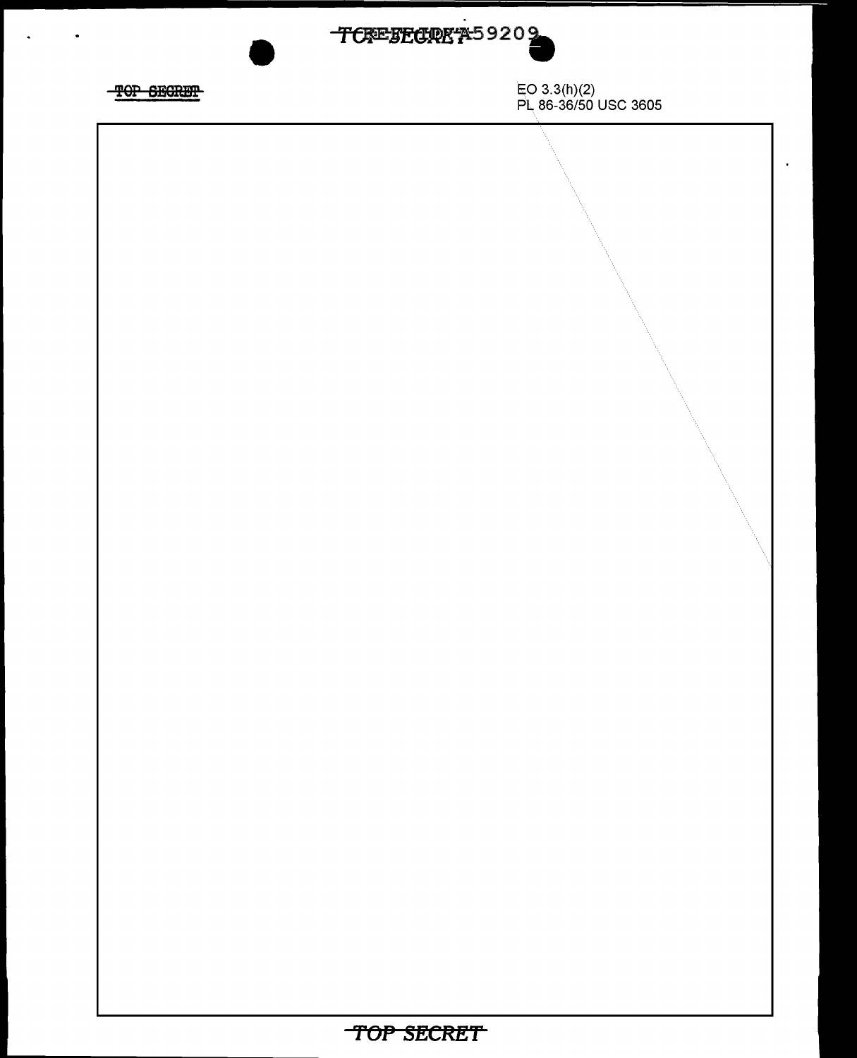TOP SECRET

EO 3.3(h)(2)
PL 86-36/50 USC 3605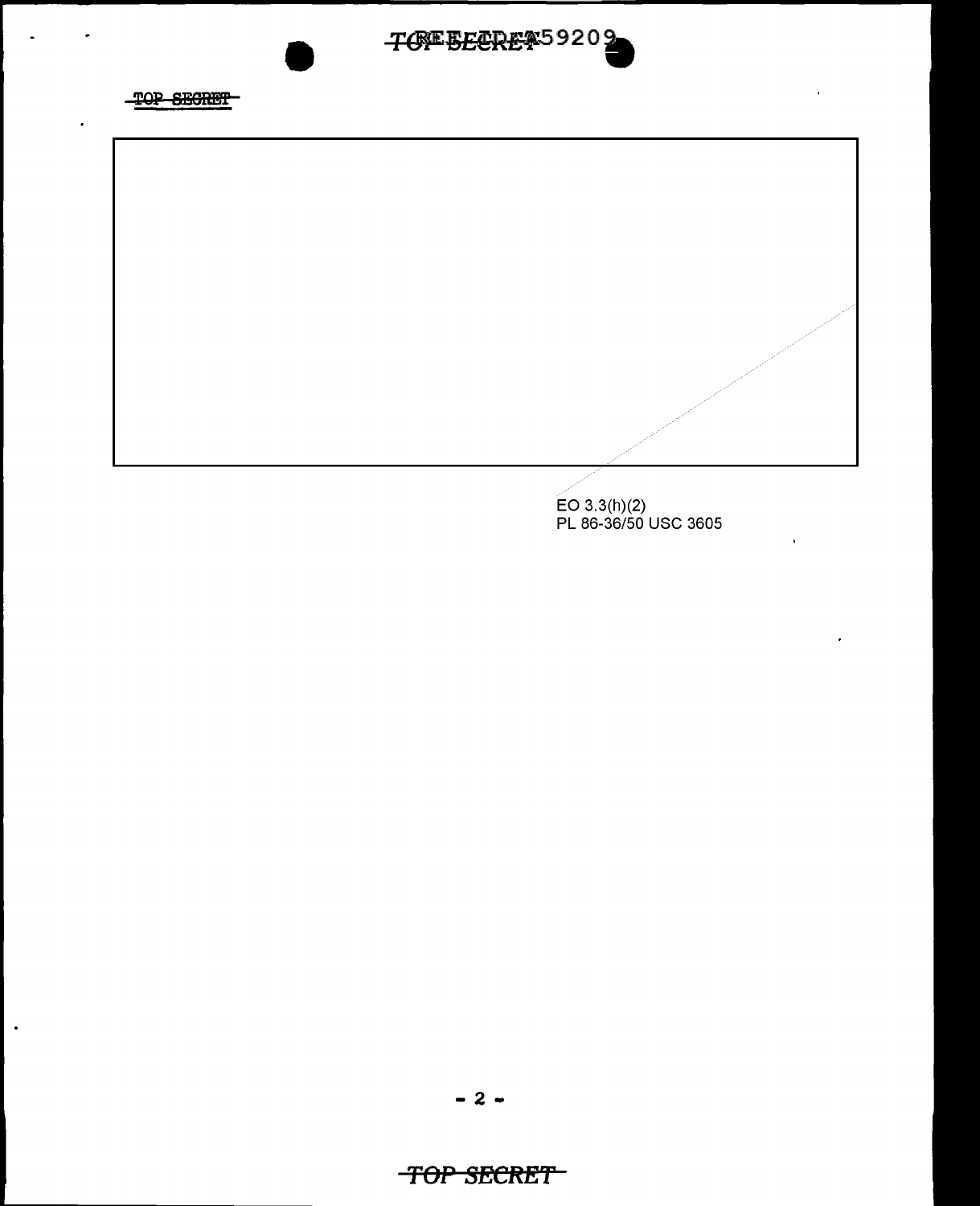TOP SECRET

EO 3.3(h)(2)
PL 86-36/50 USC 3605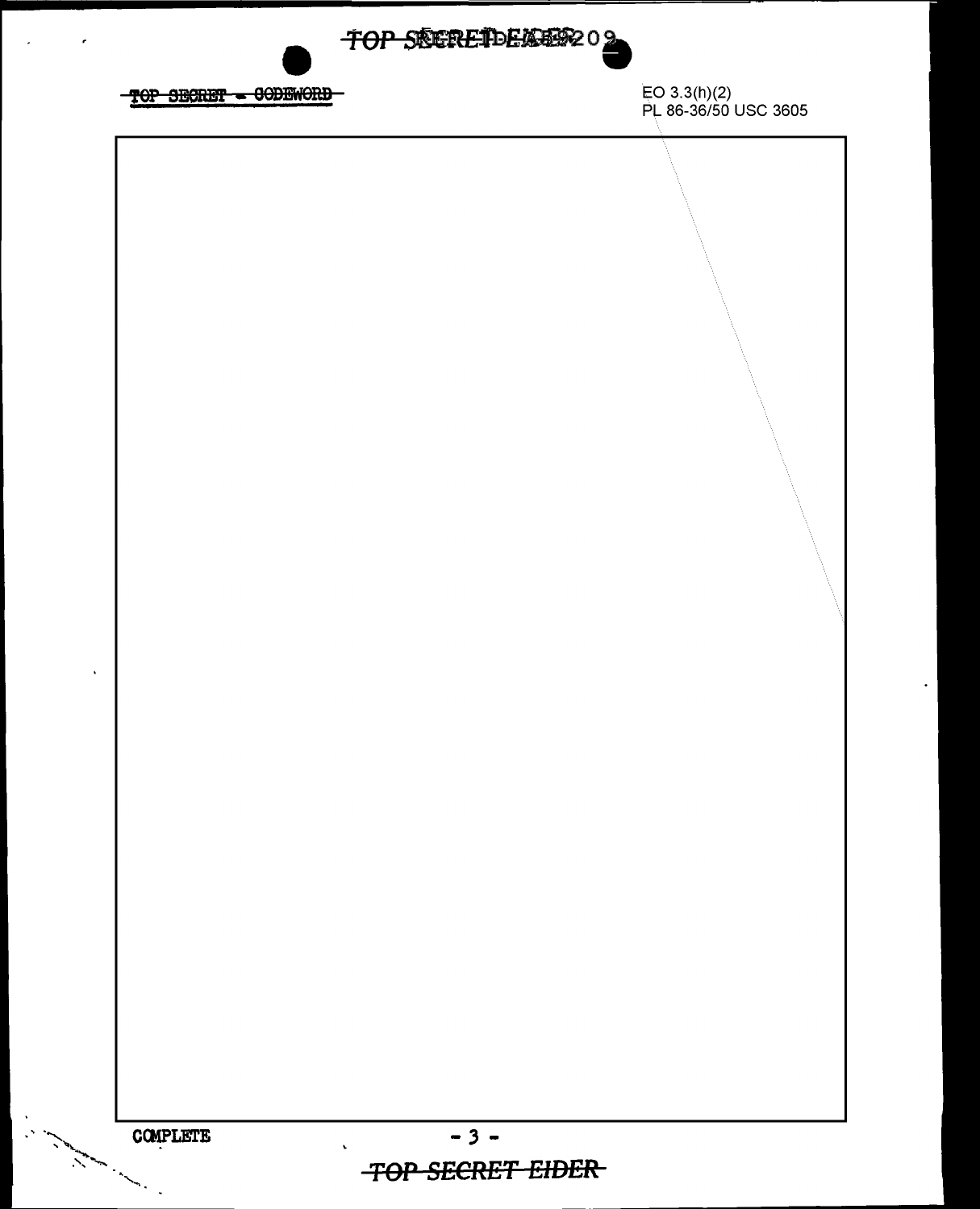TOP SECRET - CODEWORD

EO 3.3(h)(2)
PL 86-36/50 USC 3605

COMPLETE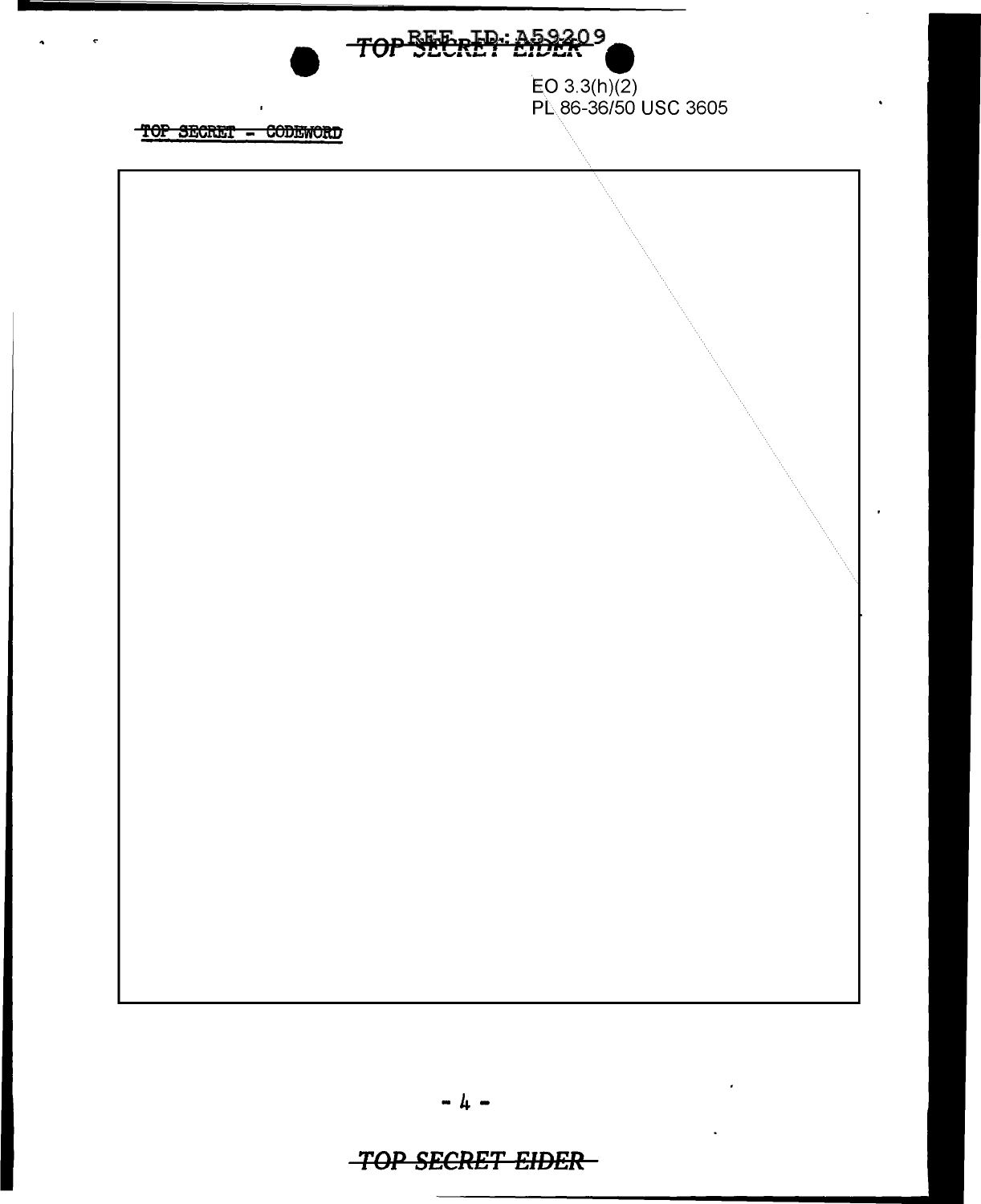EO 3.3(h)(2)
PL 86-36/50 USC 3605

~~TOP SECRET - CODEWORD~~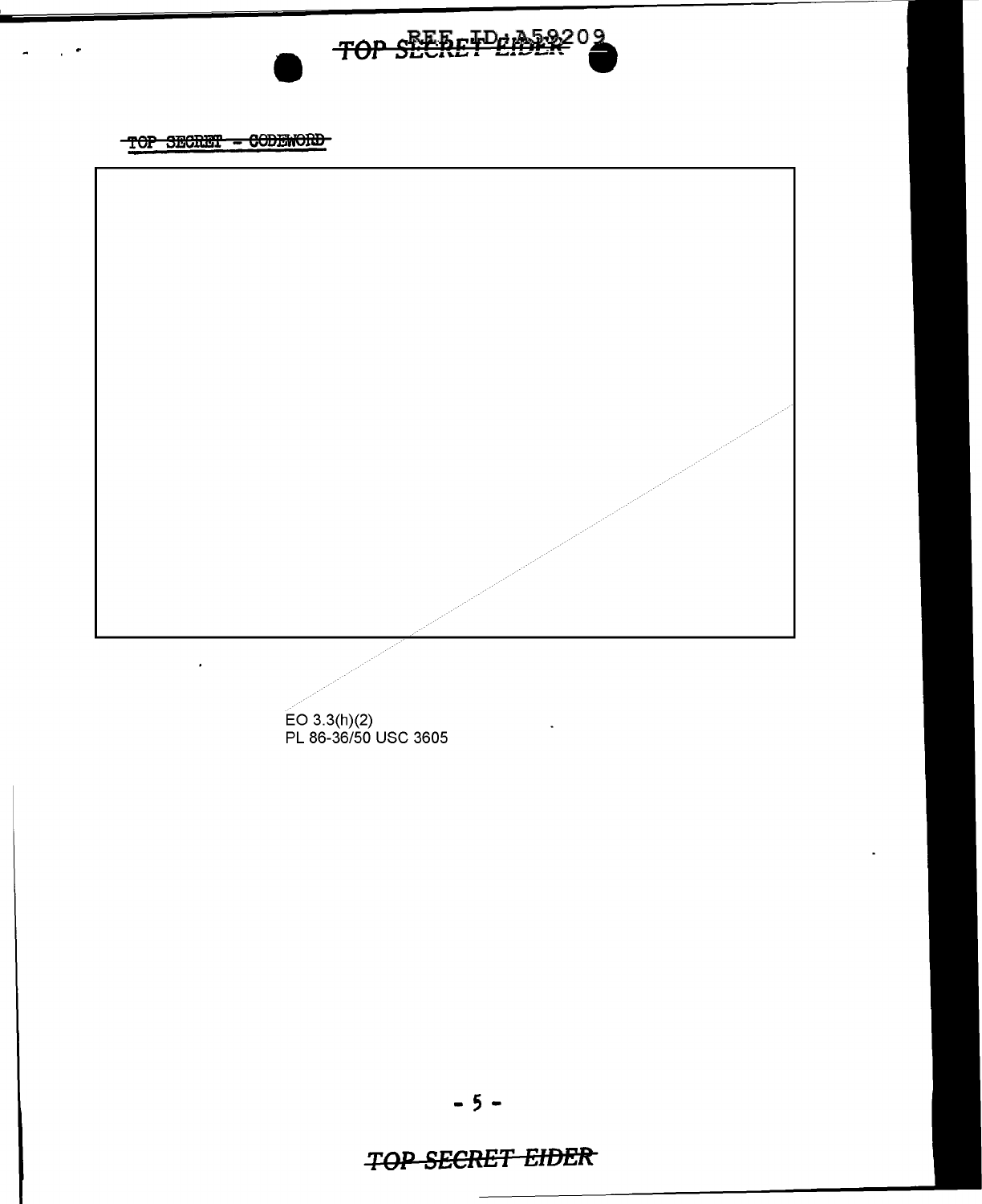~~TOP SECRET - CODEWORD~~

EO 3.3(h)(2)
PL 86-36/50 USC 3605